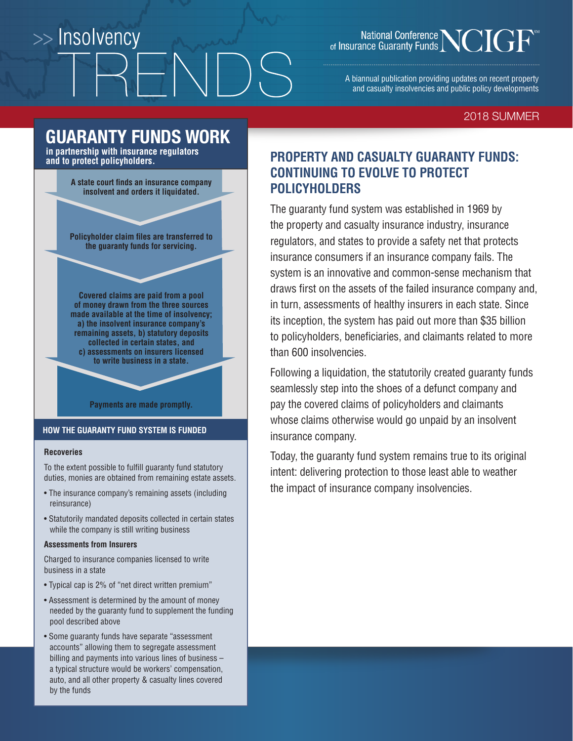# Insolvency TRENDS

National Conference of Insurance Guaranty Funds NCIGF

A biannual publication providing updates on recent property and casualty insolvencies and public policy developments

2018 SUMMER

## GUARANTY FUNDS WORK

**in partnership with insurance regulators and to protect policyholders.**

**A state court finds an insurance company insolvent and orders it liquidated.**

**Policyholder claim files are transferred to the guaranty funds for servicing.**

**Covered claims are paid from a pool of money drawn from the three sources made available at the time of insolvency; a) the insolvent insurance company's remaining assets, b) statutory deposits collected in certain states, and c) assessments on insurers licensed to write business in a state.**

**Payments are made promptly.**

### HOW THE GUARANTY FUND SYSTEM IS FUNDED

**Recoveries**

To the extent possible to fulfill guaranty fund statutory duties, monies are obtained from remaining estate assets.

- The insurance company's remaining assets (including reinsurance)
- Statutorily mandated deposits collected in certain states while the company is still writing business

**Assessments from Insurers**

Charged to insurance companies licensed to write business in a state

- Typical cap is 2% of "net direct written premium"
- Assessment is determined by the amount of money needed by the guaranty fund to supplement the funding pool described above
- Some guaranty funds have separate "assessment accounts" allowing them to segregate assessment billing and payments into various lines of business – a typical structure would be workers' compensation, auto, and all other property & casualty lines covered by the funds

## PROPERTY AND CASUALTY GUARANTY FUNDS: CONTINUING TO EVOLVE TO PROTECT POLICYHOLDERS

The guaranty fund system was established in 1969 by the property and casualty insurance industry, insurance regulators, and states to provide a safety net that protects insurance consumers if an insurance company fails. The system is an innovative and common-sense mechanism that draws first on the assets of the failed insurance company and, in turn, assessments of healthy insurers in each state. Since its inception, the system has paid out more than $35 billion to policyholders, beneficiaries, and claimants related to more than 600 insolvencies.

Following a liquidation, the statutorily created guaranty funds seamlessly step into the shoes of a defunct company and pay the covered claims of policyholders and claimants whose claims otherwise would go unpaid by an insolvent insurance company.

Today, the guaranty fund system remains true to its original intent: delivering protection to those least able to weather the impact of insurance company insolvencies.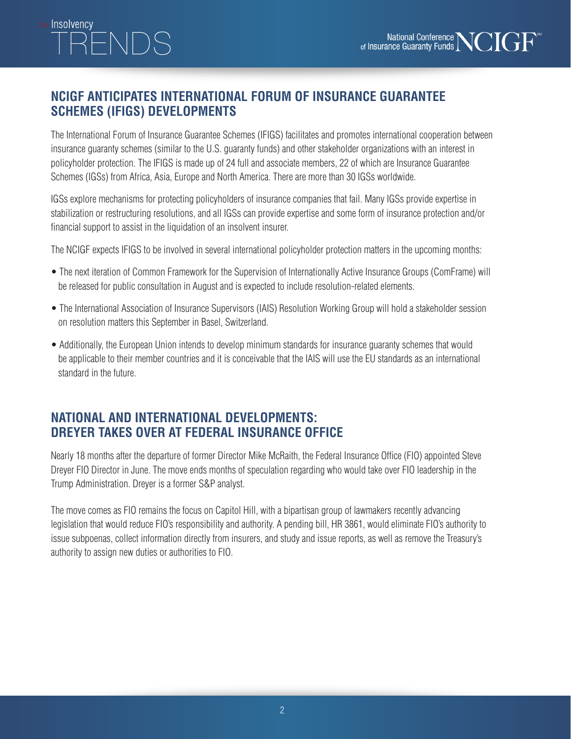## NCIGF ANTICIPATES INTERNATIONAL FORUM OF INSURANCE GUARANTEE SCHEMES (IFIGS) DEVELOPMENTS

The International Forum of Insurance Guarantee Schemes (IFIGS) facilitates and promotes international cooperation between insurance guaranty schemes (similar to the U.S. guaranty funds) and other stakeholder organizations with an interest in policyholder protection. The IFIGS is made up of 24 full and associate members, 22 of which are Insurance Guarantee Schemes (IGSs) from Africa, Asia, Europe and North America. There are more than 30 IGSs worldwide.

IGSs explore mechanisms for protecting policyholders of insurance companies that fail. Many IGSs provide expertise in stabilization or restructuring resolutions, and all IGSs can provide expertise and some form of insurance protection and/or financial support to assist in the liquidation of an insolvent insurer.

The NCIGF expects IFIGS to be involved in several international policyholder protection matters in the upcoming months:

- The next iteration of Common Framework for the Supervision of Internationally Active Insurance Groups (ComFrame) will be released for public consultation in August and is expected to include resolution-related elements.
- The International Association of Insurance Supervisors (IAIS) Resolution Working Group will hold a stakeholder session on resolution matters this September in Basel, Switzerland.
- Additionally, the European Union intends to develop minimum standards for insurance guaranty schemes that would be applicable to their member countries and it is conceivable that the IAIS will use the EU standards as an international standard in the future.

## NATIONAL AND INTERNATIONAL DEVELOPMENTS: DREYER TAKES OVER AT FEDERAL INSURANCE OFFICE

Nearly 18 months after the departure of former Director Mike McRaith, the Federal Insurance Office (FIO) appointed Steve Dreyer FIO Director in June. The move ends months of speculation regarding who would take over FIO leadership in the Trump Administration. Dreyer is a former S&P analyst.

The move comes as FIO remains the focus on Capitol Hill, with a bipartisan group of lawmakers recently advancing legislation that would reduce FIO's responsibility and authority. A pending bill, HR 3861, would eliminate FIO's authority to issue subpoenas, collect information directly from insurers, and study and issue reports, as well as remove the Treasury's authority to assign new duties or authorities to FIO.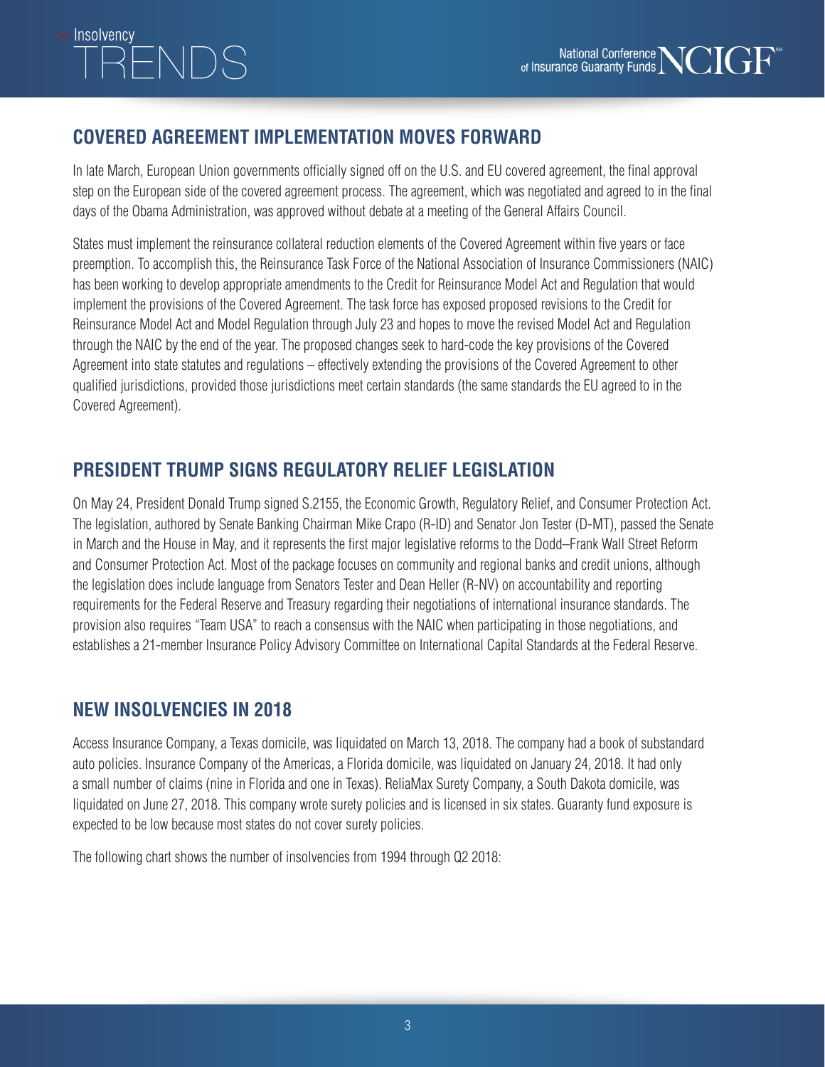## COVERED AGREEMENT IMPLEMENTATION MOVES FORWARD

In late March, European Union governments officially signed off on the U.S. and EU covered agreement, the final approval step on the European side of the covered agreement process. The agreement, which was negotiated and agreed to in the final days of the Obama Administration, was approved without debate at a meeting of the General Affairs Council.

States must implement the reinsurance collateral reduction elements of the Covered Agreement within five years or face preemption. To accomplish this, the Reinsurance Task Force of the National Association of Insurance Commissioners (NAIC) has been working to develop appropriate amendments to the Credit for Reinsurance Model Act and Regulation that would implement the provisions of the Covered Agreement. The task force has exposed proposed revisions to the Credit for Reinsurance Model Act and Model Regulation through July 23 and hopes to move the revised Model Act and Regulation through the NAIC by the end of the year. The proposed changes seek to hard-code the key provisions of the Covered Agreement into state statutes and regulations – effectively extending the provisions of the Covered Agreement to other qualified jurisdictions, provided those jurisdictions meet certain standards (the same standards the EU agreed to in the Covered Agreement).

## PRESIDENT TRUMP SIGNS REGULATORY RELIEF LEGISLATION

On May 24, President Donald Trump signed S.2155, the Economic Growth, Regulatory Relief, and Consumer Protection Act. The legislation, authored by Senate Banking Chairman Mike Crapo (R-ID) and Senator Jon Tester (D-MT), passed the Senate in March and the House in May, and it represents the first major legislative reforms to the Dodd–Frank Wall Street Reform and Consumer Protection Act. Most of the package focuses on community and regional banks and credit unions, although the legislation does include language from Senators Tester and Dean Heller (R-NV) on accountability and reporting requirements for the Federal Reserve and Treasury regarding their negotiations of international insurance standards. The provision also requires "Team USA" to reach a consensus with the NAIC when participating in those negotiations, and establishes a 21-member Insurance Policy Advisory Committee on International Capital Standards at the Federal Reserve.

## NEW INSOLVENCIES IN 2018

Access Insurance Company, a Texas domicile, was liquidated on March 13, 2018. The company had a book of substandard auto policies. Insurance Company of the Americas, a Florida domicile, was liquidated on January 24, 2018. It had only a small number of claims (nine in Florida and one in Texas). ReliaMax Surety Company, a South Dakota domicile, was liquidated on June 27, 2018. This company wrote surety policies and is licensed in six states. Guaranty fund exposure is expected to be low because most states do not cover surety policies.

The following chart shows the number of insolvencies from 1994 through Q2 2018: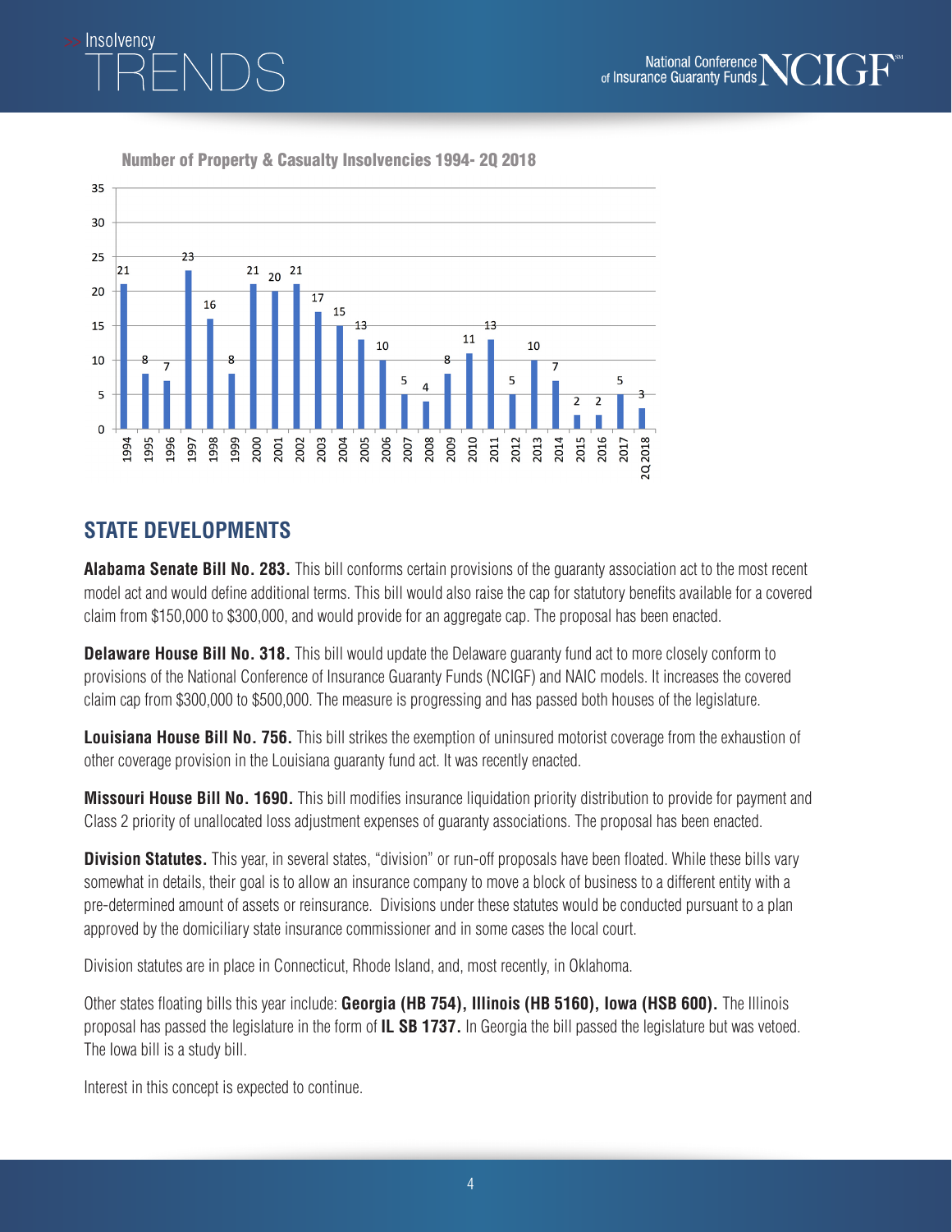Number of Property & Casualty Insolvencies 1994- 2Q 2018

| Year | Insolvencies |
|---|---|
| 1994 | 21 |
| 1995 | 8 |
| 1996 | 7 |
| 1997 | 23 |
| 1998 | 16 |
| 1999 | 8 |
| 2000 | 21 |
| 2001 | 20 |
| 2002 | 21 |
| 2003 | 17 |
| 2004 | 15 |
| 2005 | 13 |
| 2006 | 10 |
| 2007 | 5 |
| 2008 | 4 |
| 2009 | 8 |
| 2010 | 11 |
| 2011 | 13 |
| 2012 | 5 |
| 2013 | 10 |
| 2014 | 7 |
| 2015 | 2 |
| 2016 | 2 |
| 2017 | 5 |
| 2Q 2018 | 3 |

## STATE DEVELOPMENTS

**Alabama Senate Bill No. 283.** This bill conforms certain provisions of the guaranty association act to the most recent model act and would define additional terms. This bill would also raise the cap for statutory benefits available for a covered claim from $150,000 to $300,000, and would provide for an aggregate cap. The proposal has been enacted.

**Delaware House Bill No. 318.** This bill would update the Delaware guaranty fund act to more closely conform to provisions of the National Conference of Insurance Guaranty Funds (NCIGF) and NAIC models. It increases the covered claim cap from $300,000 to $500,000. The measure is progressing and has passed both houses of the legislature.

**Louisiana House Bill No. 756.** This bill strikes the exemption of uninsured motorist coverage from the exhaustion of other coverage provision in the Louisiana guaranty fund act. It was recently enacted.

**Missouri House Bill No. 1690.** This bill modifies insurance liquidation priority distribution to provide for payment and Class 2 priority of unallocated loss adjustment expenses of guaranty associations. The proposal has been enacted.

**Division Statutes.** This year, in several states, "division" or run-off proposals have been floated. While these bills vary somewhat in details, their goal is to allow an insurance company to move a block of business to a different entity with a pre-determined amount of assets or reinsurance. Divisions under these statutes would be conducted pursuant to a plan approved by the domiciliary state insurance commissioner and in some cases the local court.

Division statutes are in place in Connecticut, Rhode Island, and, most recently, in Oklahoma.

Other states floating bills this year include: **Georgia (HB 754), Illinois (HB 5160), Iowa (HSB 600).** The Illinois proposal has passed the legislature in the form of **IL SB 1737.** In Georgia the bill passed the legislature but was vetoed. The Iowa bill is a study bill.

Interest in this concept is expected to continue.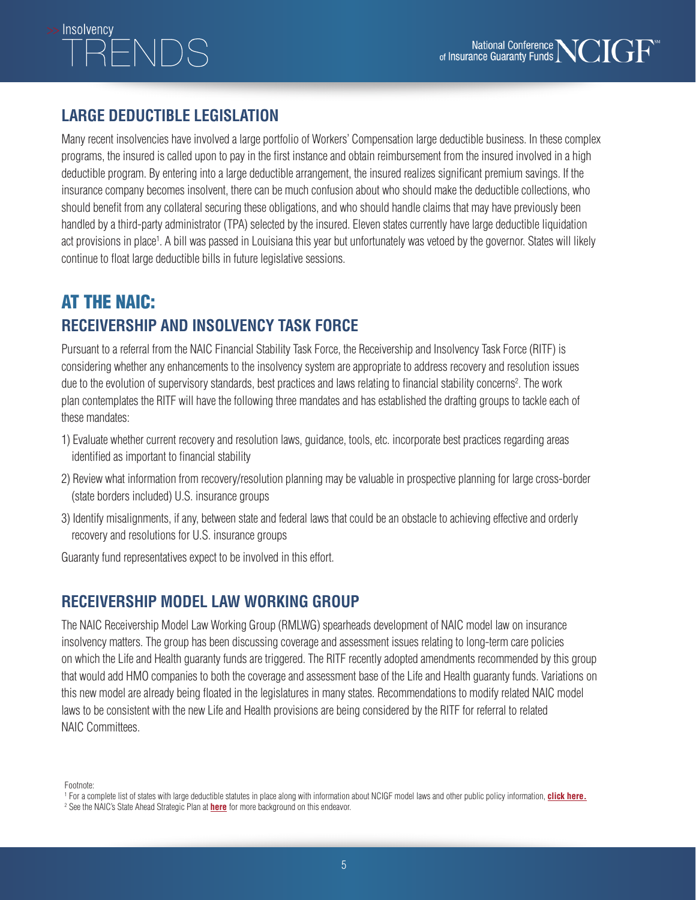## LARGE DEDUCTIBLE LEGISLATION

Many recent insolvencies have involved a large portfolio of Workers' Compensation large deductible business. In these complex programs, the insured is called upon to pay in the first instance and obtain reimbursement from the insured involved in a high deductible program. By entering into a large deductible arrangement, the insured realizes significant premium savings. If the insurance company becomes insolvent, there can be much confusion about who should make the deductible collections, who should benefit from any collateral securing these obligations, and who should handle claims that may have previously been handled by a third-party administrator (TPA) selected by the insured. Eleven states currently have large deductible liquidation act provisions in place[1]. A bill was passed in Louisiana this year but unfortunately was vetoed by the governor. States will likely continue to float large deductible bills in future legislative sessions.

# AT THE NAIC:

## RECEIVERSHIP AND INSOLVENCY TASK FORCE

Pursuant to a referral from the NAIC Financial Stability Task Force, the Receivership and Insolvency Task Force (RITF) is considering whether any enhancements to the insolvency system are appropriate to address recovery and resolution issues due to the evolution of supervisory standards, best practices and laws relating to financial stability concerns[2]. The work plan contemplates the RITF will have the following three mandates and has established the drafting groups to tackle each of these mandates:

1) Evaluate whether current recovery and resolution laws, guidance, tools, etc. incorporate best practices regarding areas identified as important to financial stability
2) Review what information from recovery/resolution planning may be valuable in prospective planning for large cross-border (state borders included) U.S. insurance groups
3) Identify misalignments, if any, between state and federal laws that could be an obstacle to achieving effective and orderly recovery and resolutions for U.S. insurance groups

Guaranty fund representatives expect to be involved in this effort.

## RECEIVERSHIP MODEL LAW WORKING GROUP

The NAIC Receivership Model Law Working Group (RMLWG) spearheads development of NAIC model law on insurance insolvency matters. The group has been discussing coverage and assessment issues relating to long-term care policies on which the Life and Health guaranty funds are triggered. The RITF recently adopted amendments recommended by this group that would add HMO companies to both the coverage and assessment base of the Life and Health guaranty funds. Variations on this new model are already being floated in the legislatures in many states. Recommendations to modify related NAIC model laws to be consistent with the new Life and Health provisions are being considered by the RITF for referral to related NAIC Committees.

Footnote:

[1] For a complete list of states with large deductible statutes in place along with information about NCIGF model laws and other public policy information, **click here.**

[2] See the NAIC's State Ahead Strategic Plan at **here** for more background on this endeavor.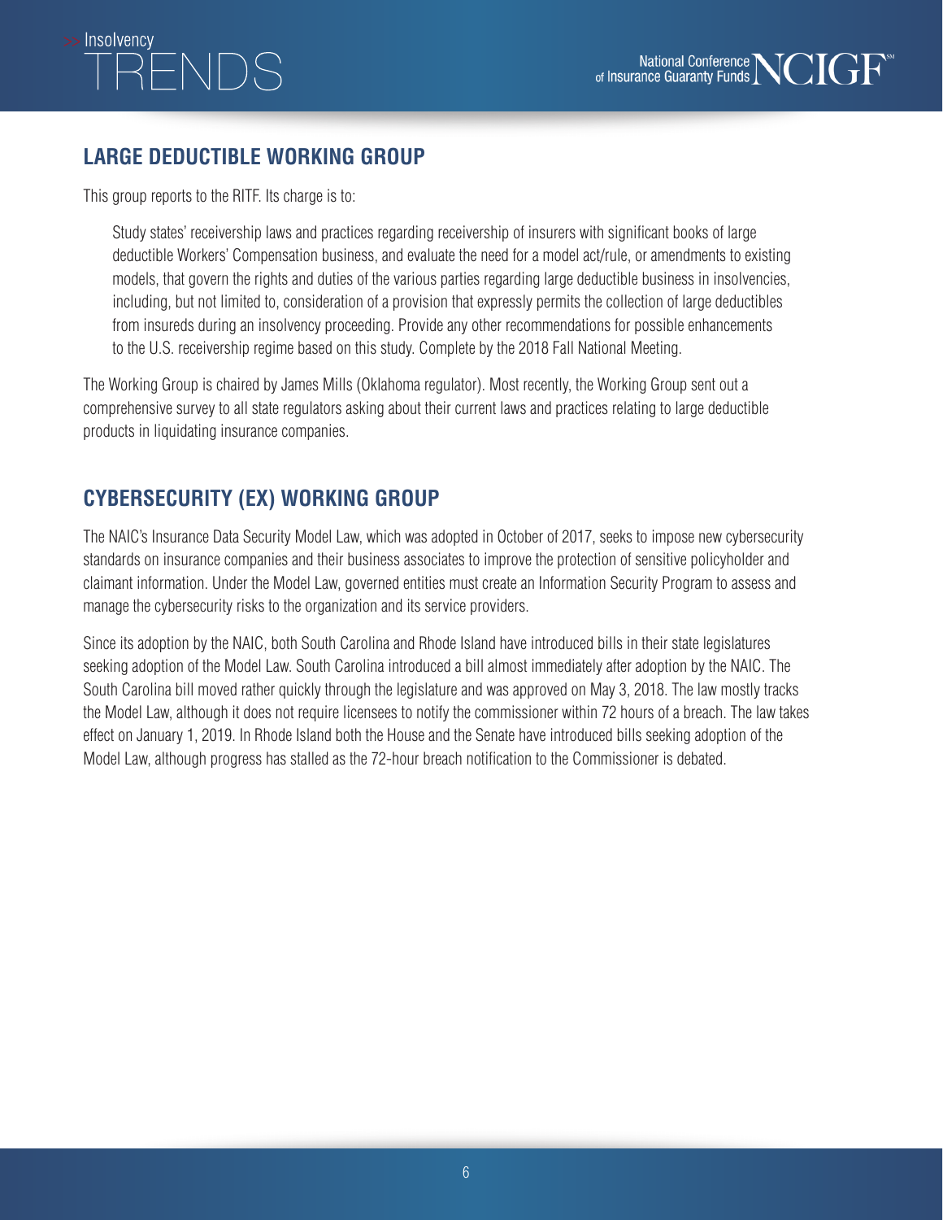## LARGE DEDUCTIBLE WORKING GROUP

This group reports to the RITF. Its charge is to:

> Study states' receivership laws and practices regarding receivership of insurers with significant books of large deductible Workers' Compensation business, and evaluate the need for a model act/rule, or amendments to existing models, that govern the rights and duties of the various parties regarding large deductible business in insolvencies, including, but not limited to, consideration of a provision that expressly permits the collection of large deductibles from insureds during an insolvency proceeding. Provide any other recommendations for possible enhancements to the U.S. receivership regime based on this study. Complete by the 2018 Fall National Meeting.

The Working Group is chaired by James Mills (Oklahoma regulator). Most recently, the Working Group sent out a comprehensive survey to all state regulators asking about their current laws and practices relating to large deductible products in liquidating insurance companies.

## CYBERSECURITY (EX) WORKING GROUP

The NAIC's Insurance Data Security Model Law, which was adopted in October of 2017, seeks to impose new cybersecurity standards on insurance companies and their business associates to improve the protection of sensitive policyholder and claimant information. Under the Model Law, governed entities must create an Information Security Program to assess and manage the cybersecurity risks to the organization and its service providers.

Since its adoption by the NAIC, both South Carolina and Rhode Island have introduced bills in their state legislatures seeking adoption of the Model Law. South Carolina introduced a bill almost immediately after adoption by the NAIC. The South Carolina bill moved rather quickly through the legislature and was approved on May 3, 2018. The law mostly tracks the Model Law, although it does not require licensees to notify the commissioner within 72 hours of a breach. The law takes effect on January 1, 2019. In Rhode Island both the House and the Senate have introduced bills seeking adoption of the Model Law, although progress has stalled as the 72-hour breach notification to the Commissioner is debated.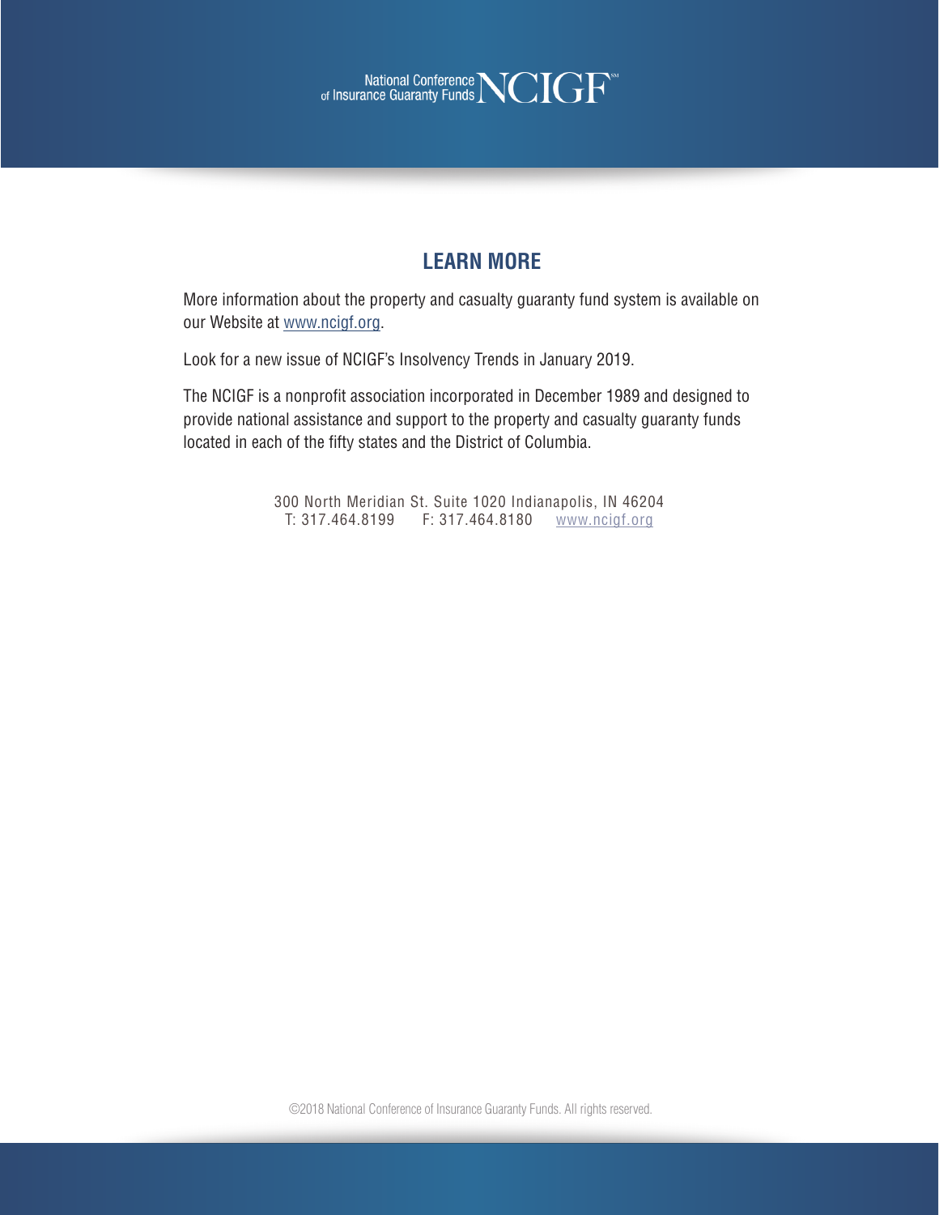National Conference of Insurance Guaranty Funds NCIGF℠

## LEARN MORE

More information about the property and casualty guaranty fund system is available on our Website at www.ncigf.org.

Look for a new issue of NCIGF's Insolvency Trends in January 2019.

The NCIGF is a nonprofit association incorporated in December 1989 and designed to provide national assistance and support to the property and casualty guaranty funds located in each of the fifty states and the District of Columbia.

300 North Meridian St. Suite 1020 Indianapolis, IN 46204
T: 317.464.8199  F: 317.464.8180  www.ncigf.org

©2018 National Conference of Insurance Guaranty Funds. All rights reserved.